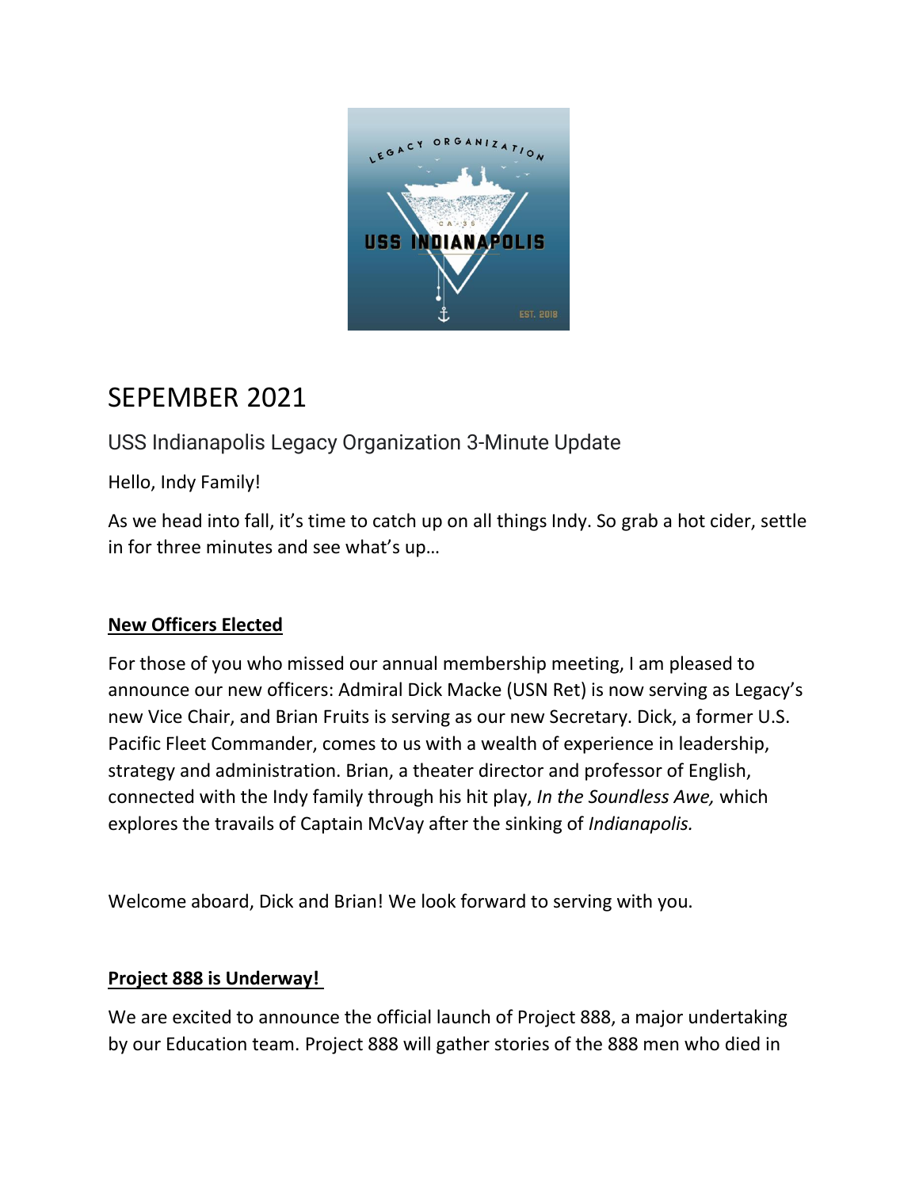# SEPEMBER 2021

USS Indianapolis Legacy Organization 3-Minute Update

Hello, Indy Family!

As we head into fall, it's time to catch up on all things Indy. So grab a hot cider, settle in for three minutes and see what's up…

**New Officers Elected**

For those of you who missed our annual membership meeting, I am pleased to announce our new officers: Admiral Dick Macke (USN Ret) is now serving as Legacy's new Vice Chair, and Brian Fruits is serving as our new Secretary. Dick, a former U.S. Pacific Fleet Commander, comes to us with a wealth of experience in leadership, strategy and administration. Brian, a theater director and professor of English, connected with the Indy family through his hit play, *In the Soundless Awe,* which explores the travails of Captain McVay after the sinking of *Indianapolis.*

Welcome aboard, Dick and Brian! We look forward to serving with you.

**Project 888 is Underway!**

We are excited to announce the official launch of Project 888, a major undertaking by our Education team. Project 888 will gather stories of the 888 men who died in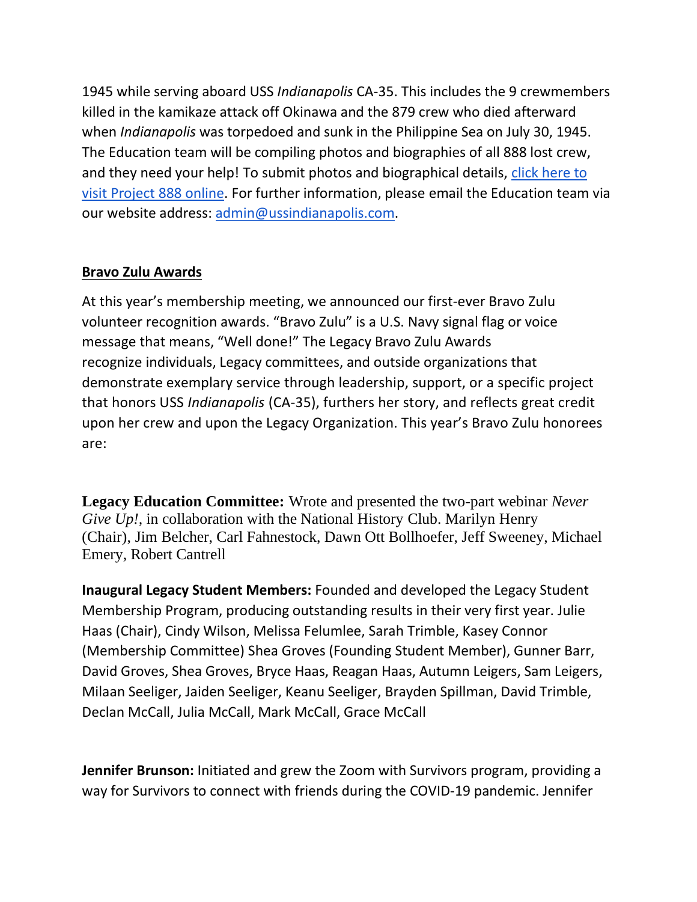1945 while serving aboard USS *Indianapolis* CA-35. This includes the 9 crewmembers killed in the kamikaze attack off Okinawa and the 879 crew who died afterward when *Indianapolis* was torpedoed and sunk in the Philippine Sea on July 30, 1945. The Education team will be compiling photos and biographies of all 888 lost crew, and they need your help! To submit photos and biographical details, [click here to visit Project 888 online](). For further information, please email the Education team via our website address: [admin@ussindianapolis.com](mailto:admin@ussindianapolis.com).

## Bravo Zulu Awards

At this year's membership meeting, we announced our first-ever Bravo Zulu volunteer recognition awards. "Bravo Zulu" is a U.S. Navy signal flag or voice message that means, "Well done!" The Legacy Bravo Zulu Awards recognize individuals, Legacy committees, and outside organizations that demonstrate exemplary service through leadership, support, or a specific project that honors USS *Indianapolis* (CA-35), furthers her story, and reflects great credit upon her crew and upon the Legacy Organization. This year's Bravo Zulu honorees are:

**Legacy Education Committee:** Wrote and presented the two-part webinar *Never Give Up!*, in collaboration with the National History Club. Marilyn Henry (Chair), Jim Belcher, Carl Fahnestock, Dawn Ott Bollhoefer, Jeff Sweeney, Michael Emery, Robert Cantrell

**Inaugural Legacy Student Members:** Founded and developed the Legacy Student Membership Program, producing outstanding results in their very first year. Julie Haas (Chair), Cindy Wilson, Melissa Felumlee, Sarah Trimble, Kasey Connor (Membership Committee) Shea Groves (Founding Student Member), Gunner Barr, David Groves, Shea Groves, Bryce Haas, Reagan Haas, Autumn Leigers, Sam Leigers, Milaan Seeliger, Jaiden Seeliger, Keanu Seeliger, Brayden Spillman, David Trimble, Declan McCall, Julia McCall, Mark McCall, Grace McCall

**Jennifer Brunson:** Initiated and grew the Zoom with Survivors program, providing a way for Survivors to connect with friends during the COVID-19 pandemic. Jennifer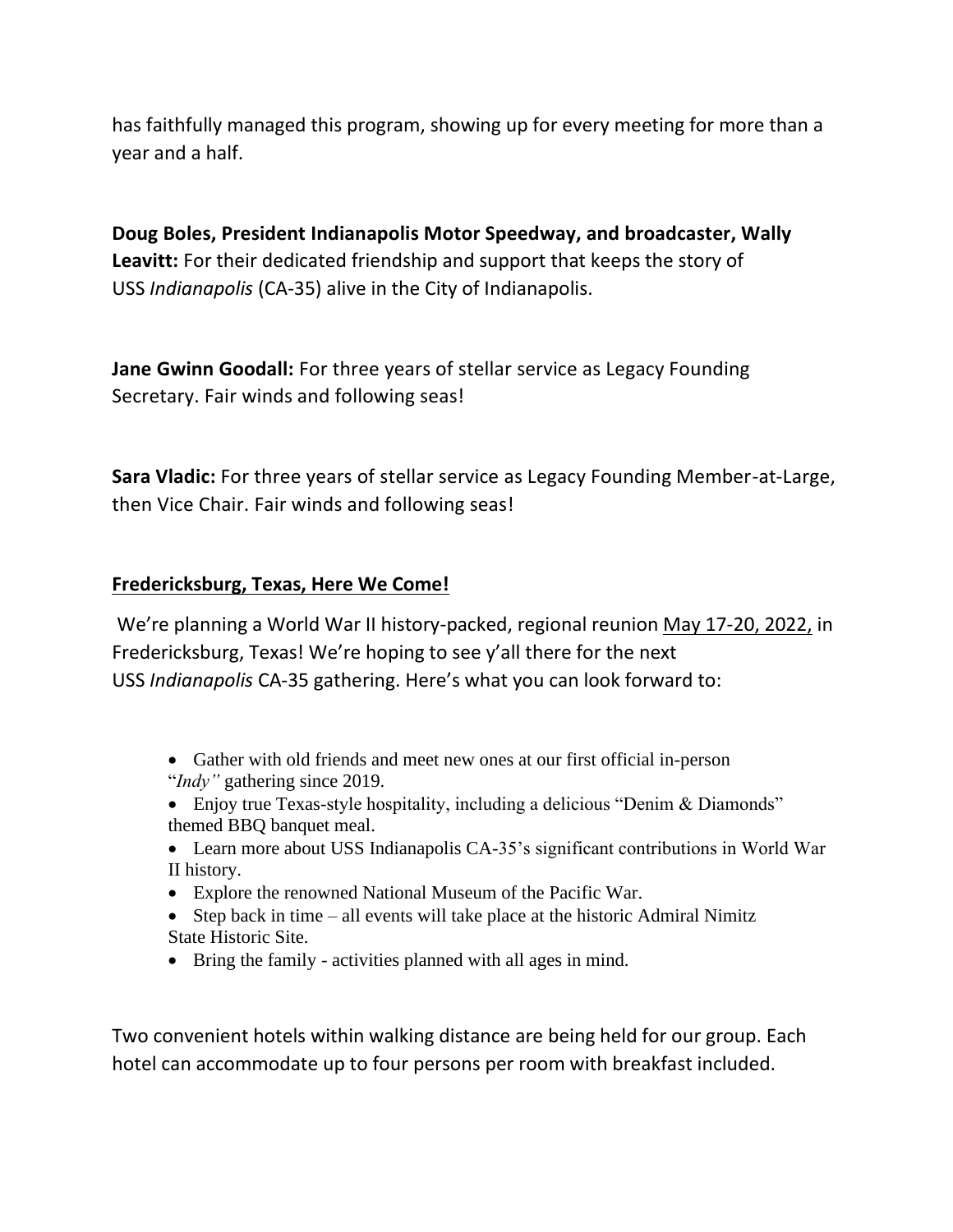has faithfully managed this program, showing up for every meeting for more than a year and a half.

**Doug Boles, President Indianapolis Motor Speedway, and broadcaster, Wally Leavitt:** For their dedicated friendship and support that keeps the story of USS *Indianapolis* (CA-35) alive in the City of Indianapolis.

**Jane Gwinn Goodall:** For three years of stellar service as Legacy Founding Secretary. Fair winds and following seas!

**Sara Vladic:** For three years of stellar service as Legacy Founding Member-at-Large, then Vice Chair. Fair winds and following seas!

## Fredericksburg, Texas, Here We Come!

We're planning a World War II history-packed, regional reunion May 17-20, 2022, in Fredericksburg, Texas! We're hoping to see y'all there for the next USS *Indianapolis* CA-35 gathering. Here's what you can look forward to:

- Gather with old friends and meet new ones at our first official in-person "*Indy"* gathering since 2019.
- Enjoy true Texas-style hospitality, including a delicious "Denim & Diamonds" themed BBQ banquet meal.
- Learn more about USS Indianapolis CA-35's significant contributions in World War II history.
- Explore the renowned National Museum of the Pacific War.
- Step back in time – all events will take place at the historic Admiral Nimitz State Historic Site.
- Bring the family - activities planned with all ages in mind.

Two convenient hotels within walking distance are being held for our group. Each hotel can accommodate up to four persons per room with breakfast included.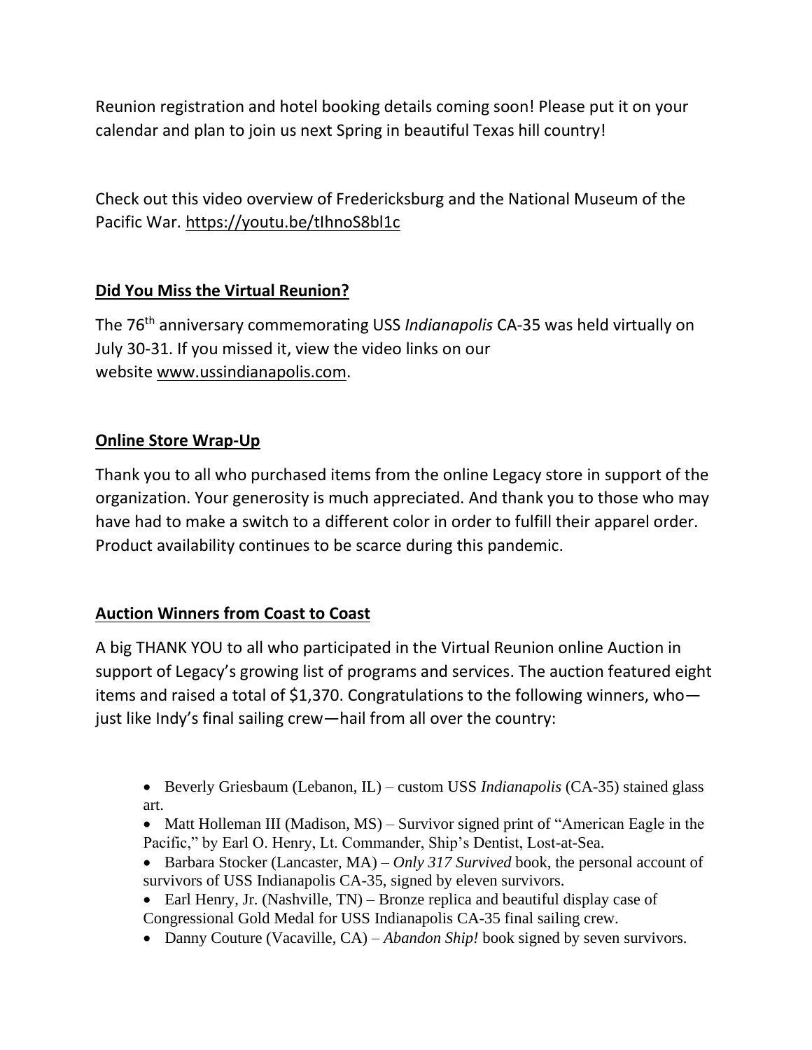Reunion registration and hotel booking details coming soon! Please put it on your calendar and plan to join us next Spring in beautiful Texas hill country!

Check out this video overview of Fredericksburg and the National Museum of the Pacific War. https://youtu.be/tIhnoS8bl1c

## Did You Miss the Virtual Reunion?

The 76th anniversary commemorating USS *Indianapolis* CA-35 was held virtually on July 30-31. If you missed it, view the video links on our website www.ussindianapolis.com.

## Online Store Wrap-Up

Thank you to all who purchased items from the online Legacy store in support of the organization. Your generosity is much appreciated. And thank you to those who may have had to make a switch to a different color in order to fulfill their apparel order. Product availability continues to be scarce during this pandemic.

## Auction Winners from Coast to Coast

A big THANK YOU to all who participated in the Virtual Reunion online Auction in support of Legacy's growing list of programs and services. The auction featured eight items and raised a total of $1,370. Congratulations to the following winners, who—just like Indy's final sailing crew—hail from all over the country:

- Beverly Griesbaum (Lebanon, IL) – custom USS *Indianapolis* (CA-35) stained glass art.
- Matt Holleman III (Madison, MS) – Survivor signed print of "American Eagle in the Pacific," by Earl O. Henry, Lt. Commander, Ship's Dentist, Lost-at-Sea.
- Barbara Stocker (Lancaster, MA) – *Only 317 Survived* book, the personal account of survivors of USS Indianapolis CA-35, signed by eleven survivors.
- Earl Henry, Jr. (Nashville, TN) – Bronze replica and beautiful display case of Congressional Gold Medal for USS Indianapolis CA-35 final sailing crew.
- Danny Couture (Vacaville, CA) – *Abandon Ship!* book signed by seven survivors.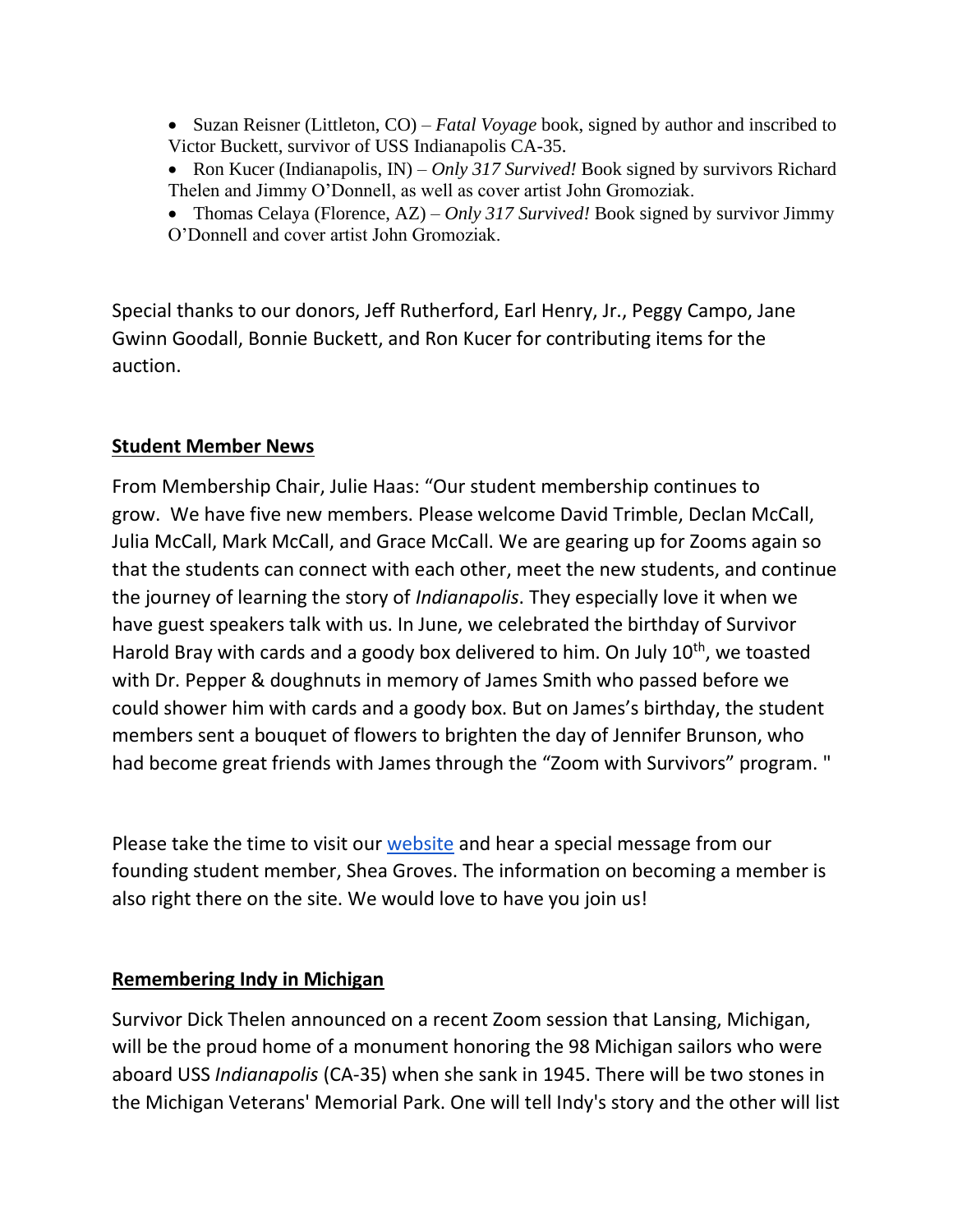- Suzan Reisner (Littleton, CO) – *Fatal Voyage* book, signed by author and inscribed to Victor Buckett, survivor of USS Indianapolis CA-35.
- Ron Kucer (Indianapolis, IN) – *Only 317 Survived!* Book signed by survivors Richard Thelen and Jimmy O'Donnell, as well as cover artist John Gromoziak.
- Thomas Celaya (Florence, AZ) – *Only 317 Survived!* Book signed by survivor Jimmy O'Donnell and cover artist John Gromoziak.

Special thanks to our donors, Jeff Rutherford, Earl Henry, Jr., Peggy Campo, Jane Gwinn Goodall, Bonnie Buckett, and Ron Kucer for contributing items for the auction.

## Student Member News

From Membership Chair, Julie Haas: "Our student membership continues to grow. We have five new members. Please welcome David Trimble, Declan McCall, Julia McCall, Mark McCall, and Grace McCall. We are gearing up for Zooms again so that the students can connect with each other, meet the new students, and continue the journey of learning the story of *Indianapolis*. They especially love it when we have guest speakers talk with us. In June, we celebrated the birthday of Survivor Harold Bray with cards and a goody box delivered to him. On July 10th, we toasted with Dr. Pepper & doughnuts in memory of James Smith who passed before we could shower him with cards and a goody box. But on James's birthday, the student members sent a bouquet of flowers to brighten the day of Jennifer Brunson, who had become great friends with James through the "Zoom with Survivors" program. "

Please take the time to visit our website and hear a special message from our founding student member, Shea Groves. The information on becoming a member is also right there on the site. We would love to have you join us!

## Remembering Indy in Michigan

Survivor Dick Thelen announced on a recent Zoom session that Lansing, Michigan, will be the proud home of a monument honoring the 98 Michigan sailors who were aboard USS *Indianapolis* (CA-35) when she sank in 1945. There will be two stones in the Michigan Veterans' Memorial Park. One will tell Indy's story and the other will list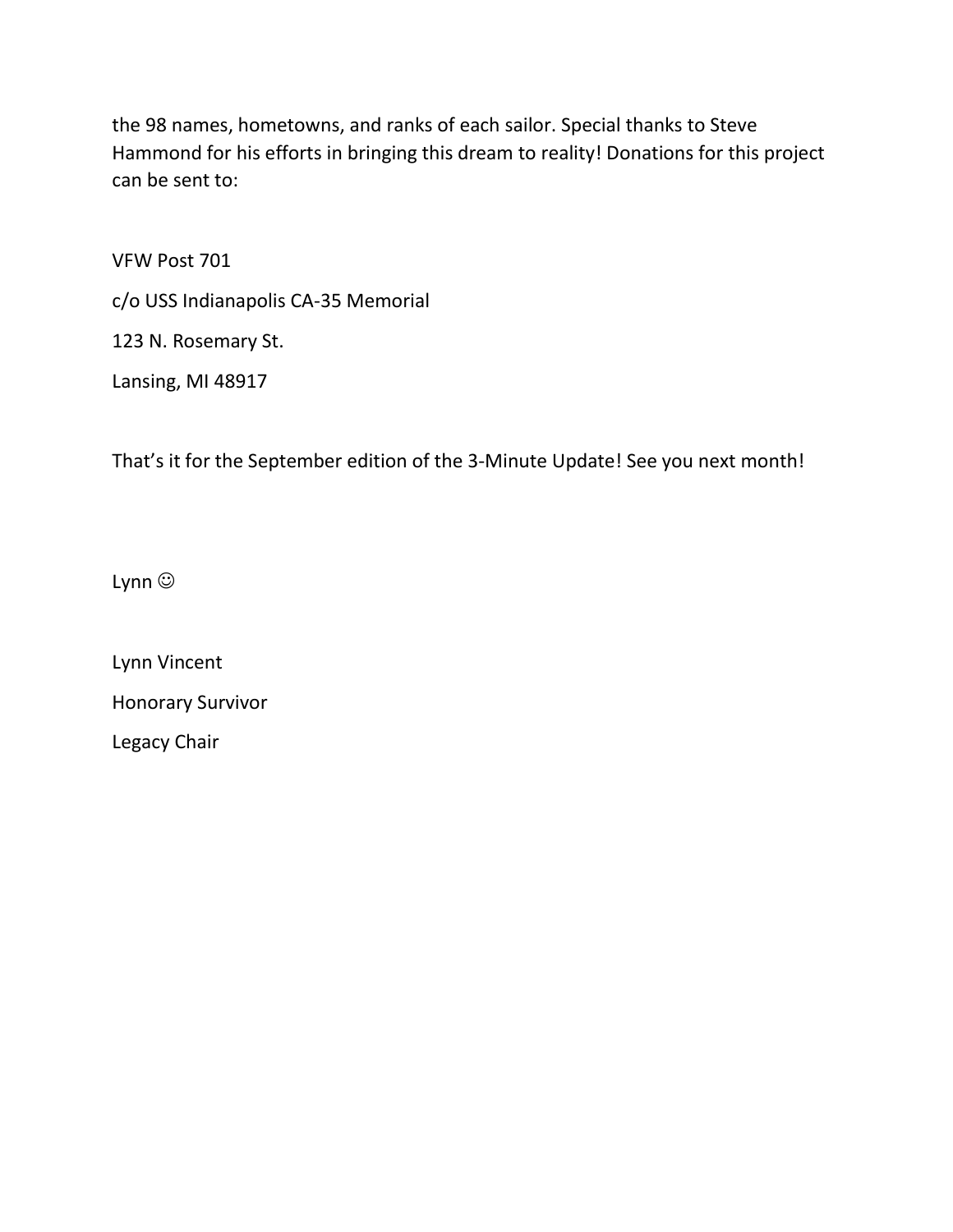the 98 names, hometowns, and ranks of each sailor. Special thanks to Steve Hammond for his efforts in bringing this dream to reality! Donations for this project can be sent to:

VFW Post 701

c/o USS Indianapolis CA-35 Memorial

123 N. Rosemary St.

Lansing, MI 48917

That's it for the September edition of the 3-Minute Update! See you next month!

Lynn ☺

Lynn Vincent

Honorary Survivor

Legacy Chair